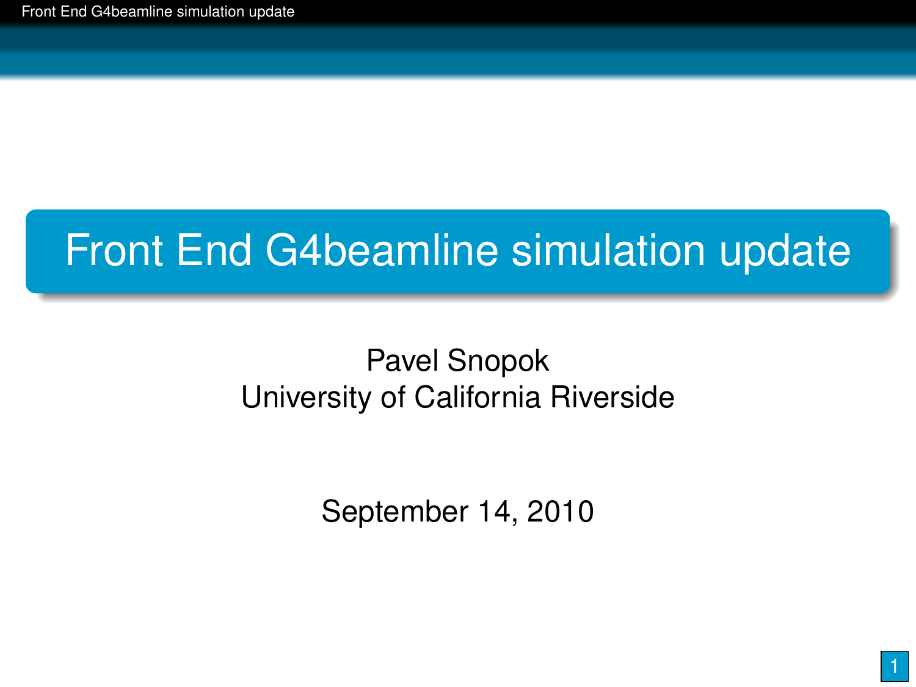# Front End G4beamline simulation update

Pavel Snopok
University of California Riverside

September 14, 2010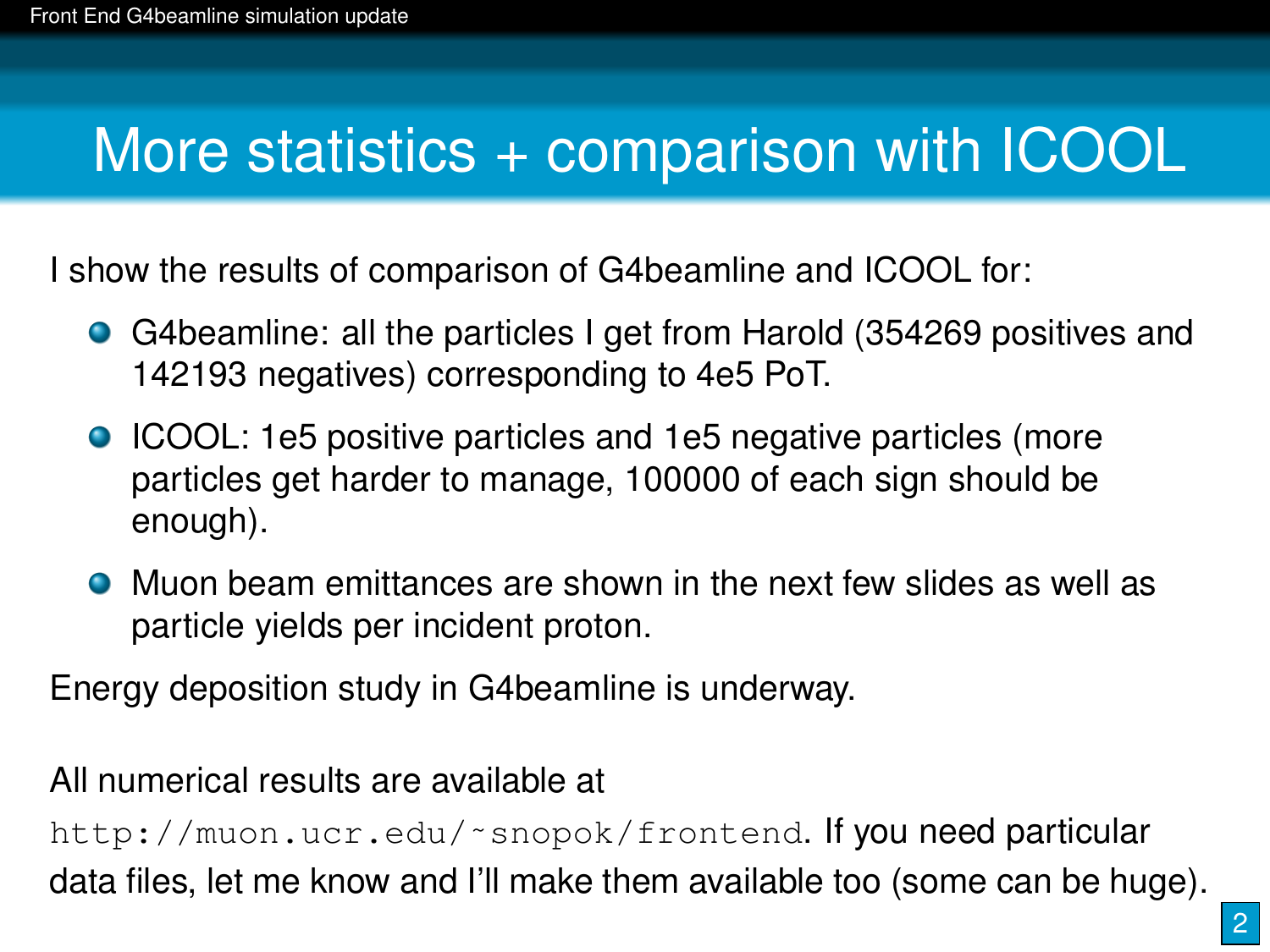# More statistics + comparison with ICOOL

I show the results of comparison of G4beamline and ICOOL for:

- G4beamline: all the particles I get from Harold (354269 positives and 142193 negatives) corresponding to 4e5 PoT.
- ICOOL: 1e5 positive particles and 1e5 negative particles (more particles get harder to manage, 100000 of each sign should be enough).
- Muon beam emittances are shown in the next few slides as well as particle yields per incident proton.

Energy deposition study in G4beamline is underway.

All numerical results are available at `http://muon.ucr.edu/~snopok/frontend`. If you need particular data files, let me know and I'll make them available too (some can be huge).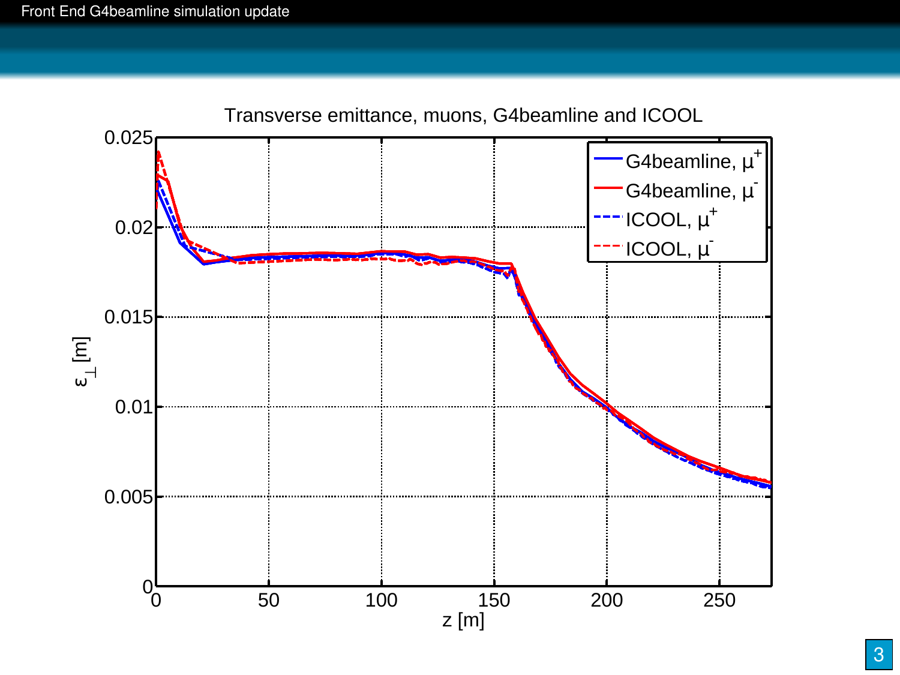Transverse emittance, muons, G4beamline and ICOOL

$\varepsilon_{\perp}$ [m]

z [m]

- G4beamline, $\mu^+$
- G4beamline, $\mu^-$
- ICOOL, $\mu^+$
- ICOOL, $\mu^-$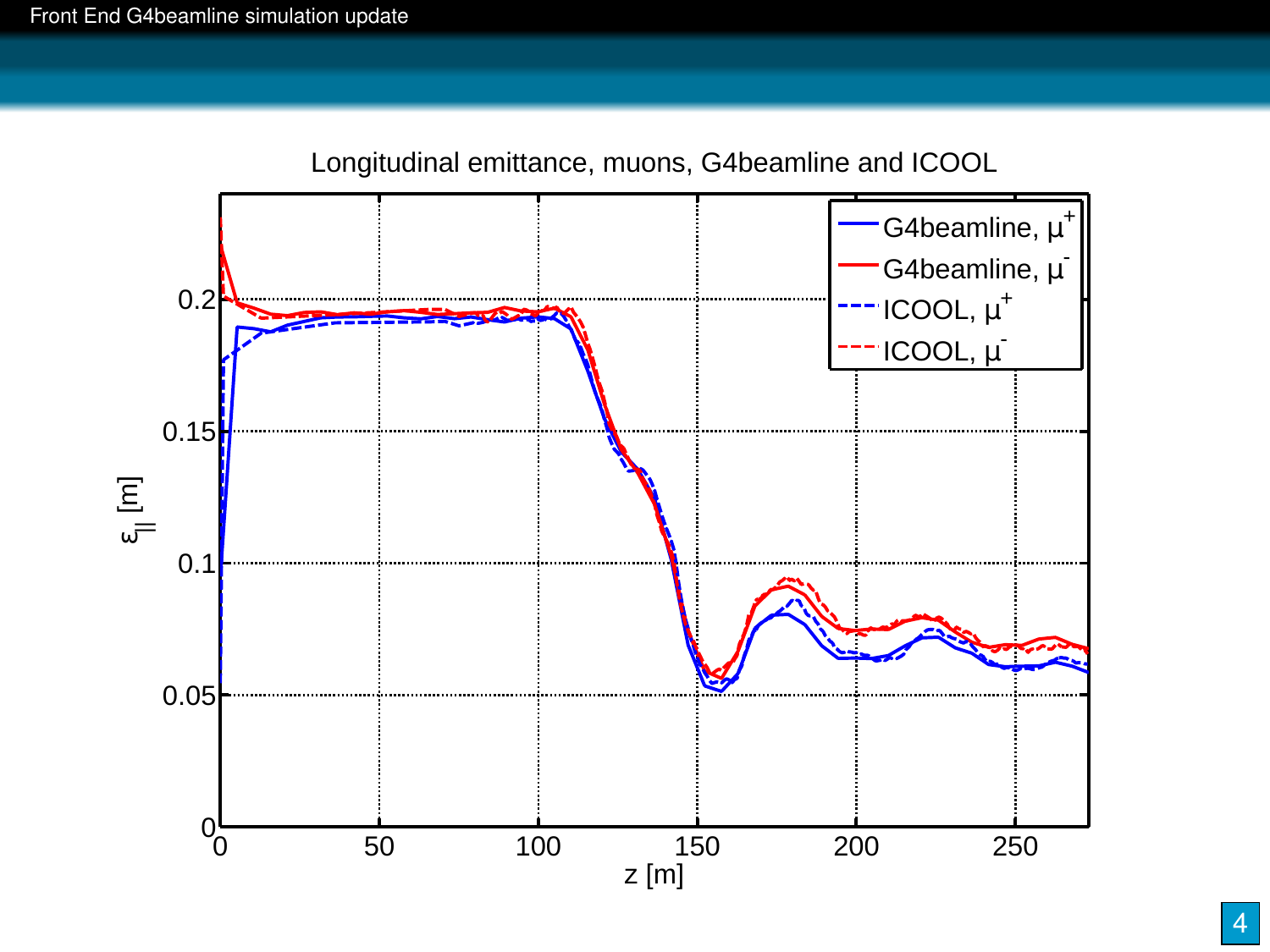Longitudinal emittance, muons, G4beamline and ICOOL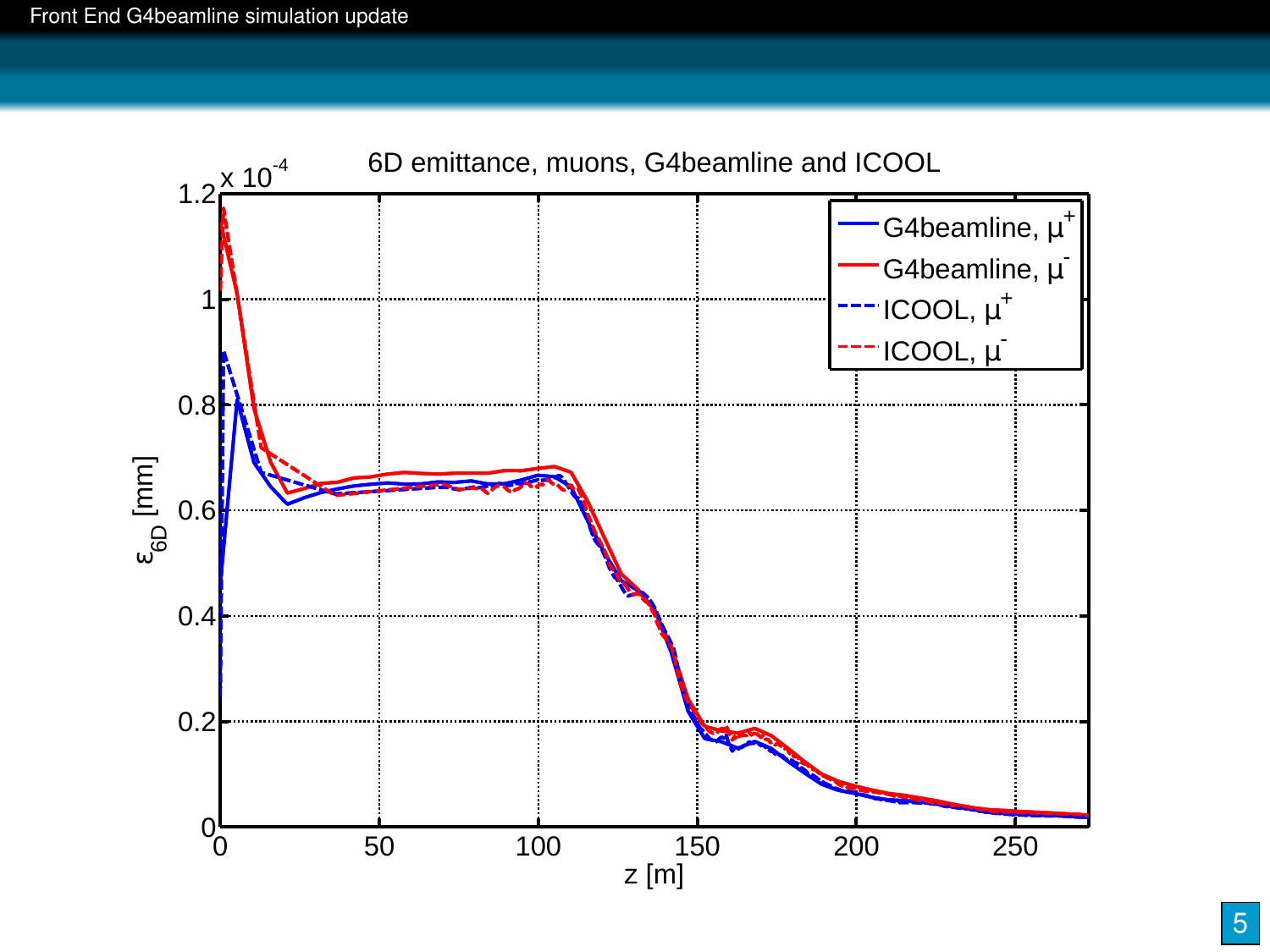## 6D emittance, muons, G4beamline and ICOOL

$\epsilon_{6D}$ [mm] (x $10^{-4}$) vs. z [m]

- G4beamline, $\mu^+$
- G4beamline, $\mu^-$
- ICOOL, $\mu^+$
- ICOOL, $\mu^-$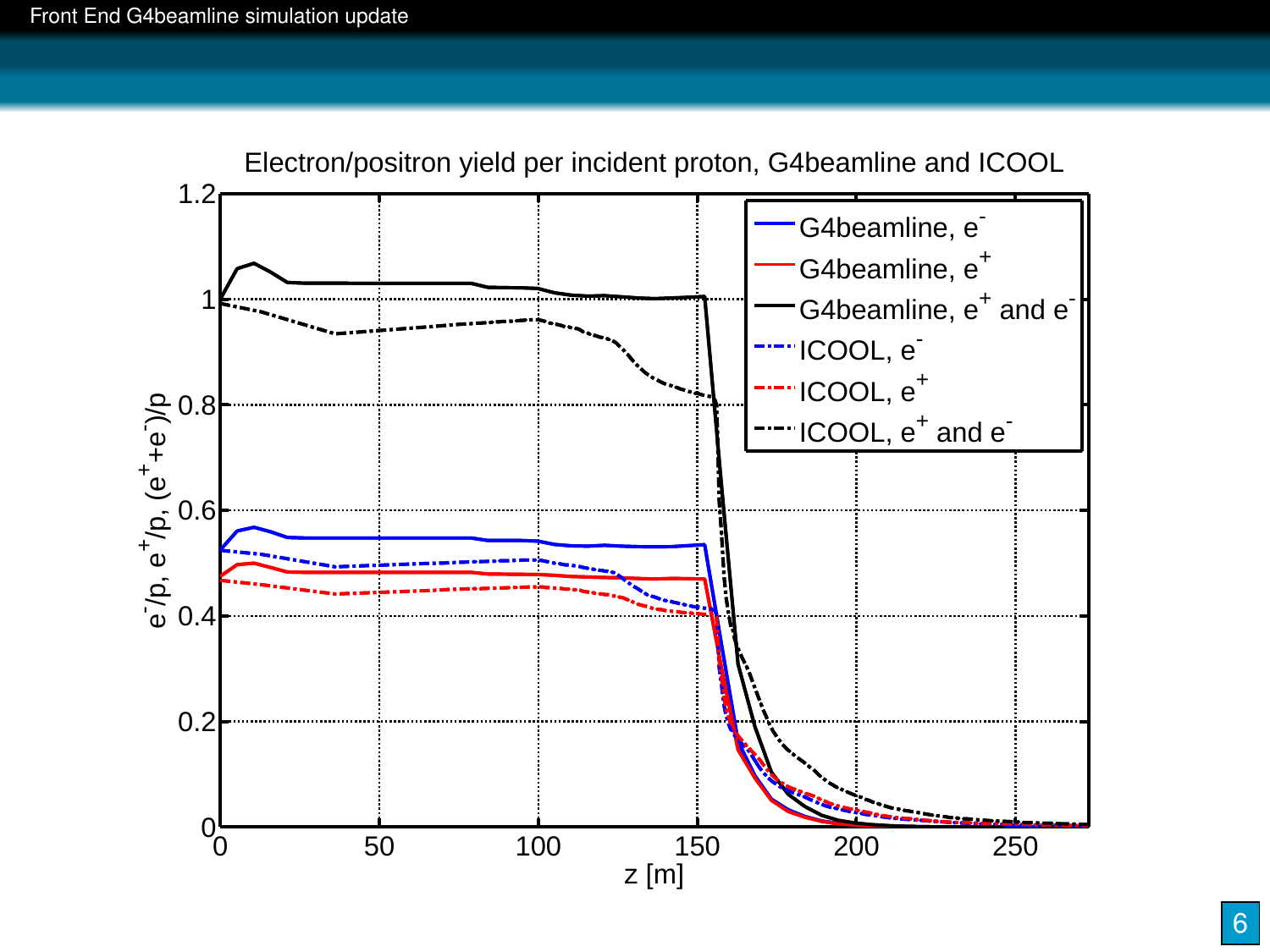Electron/positron yield per incident proton, G4beamline and ICOOL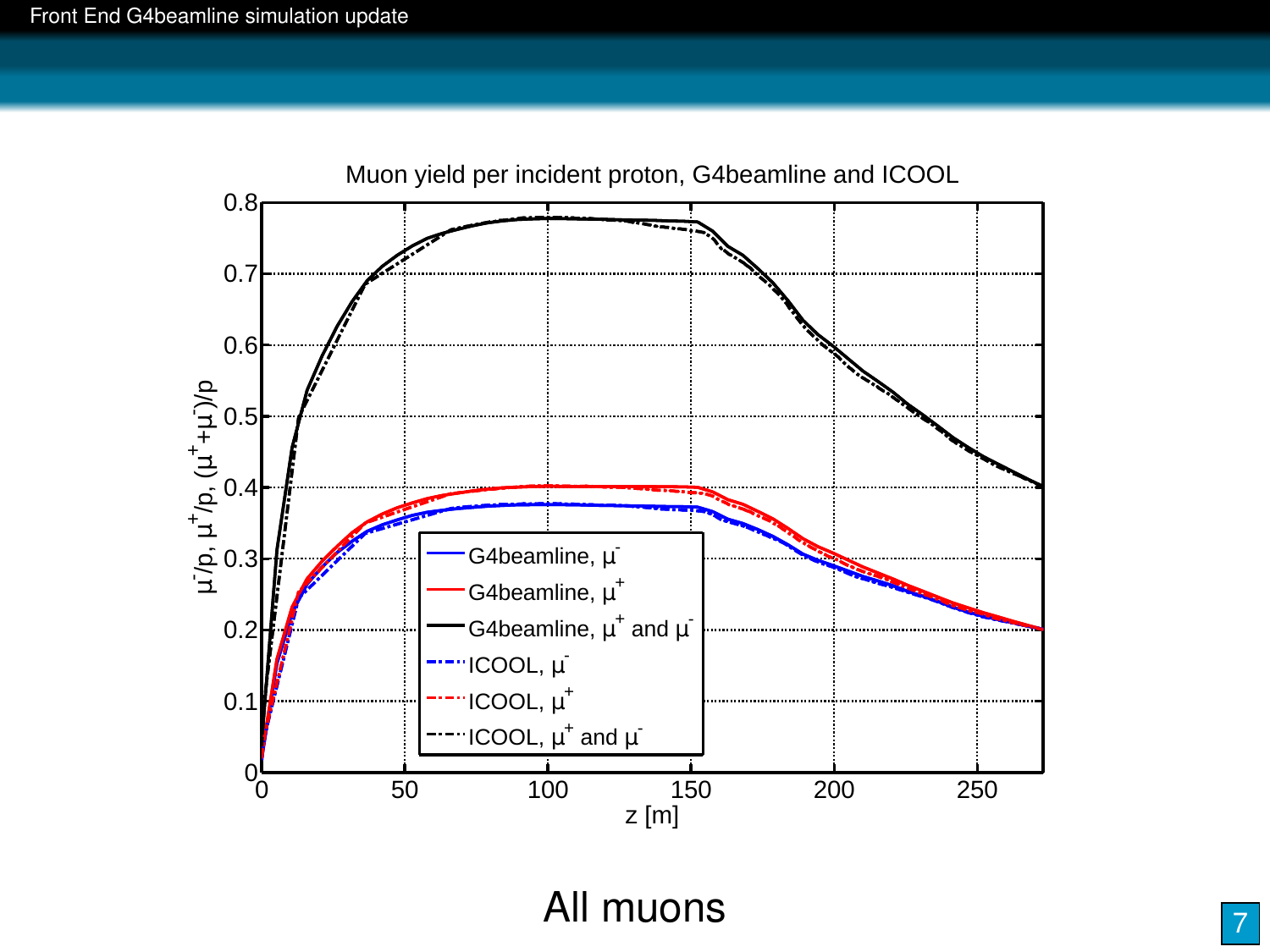Muon yield per incident proton, G4beamline and ICOOL

All muons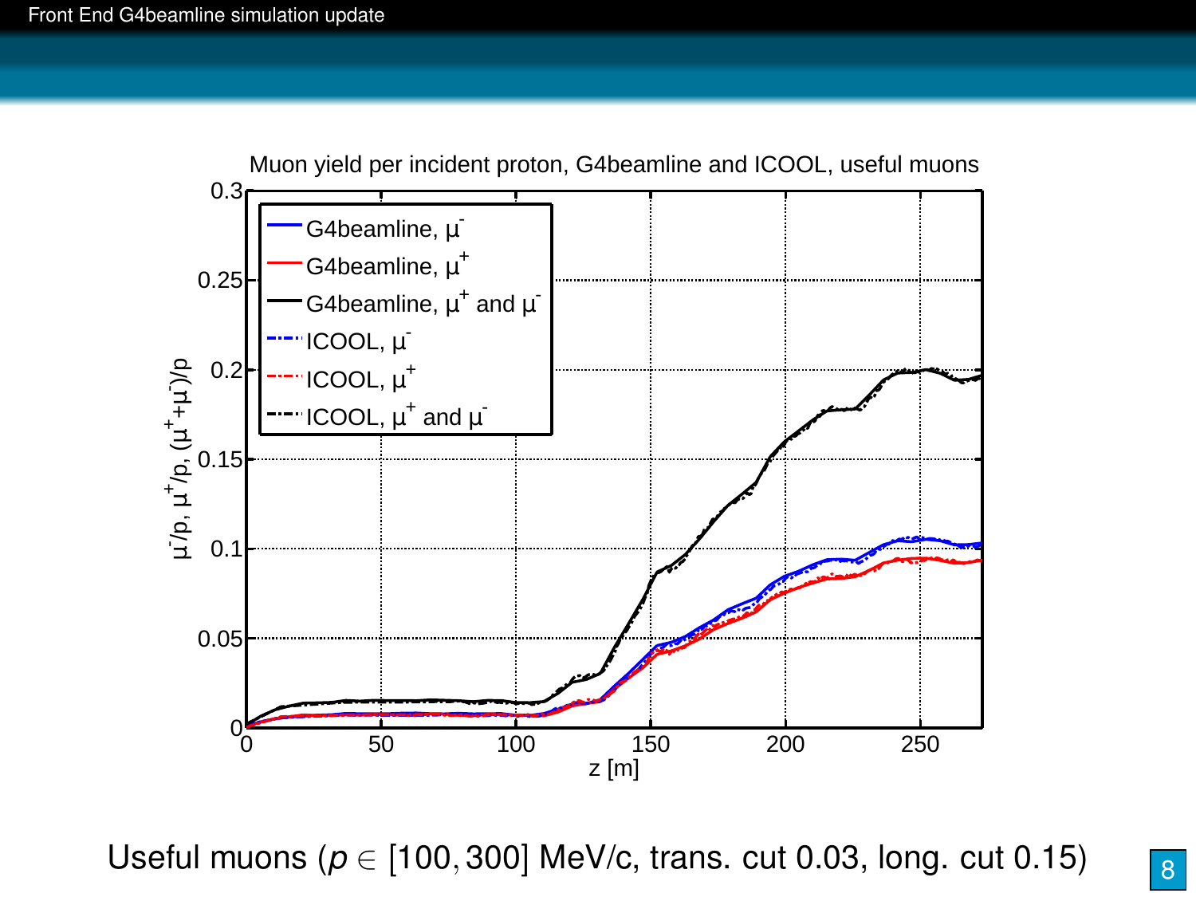Useful muons ($p \in [100, 300]$ MeV/c, trans. cut 0.03, long. cut 0.15)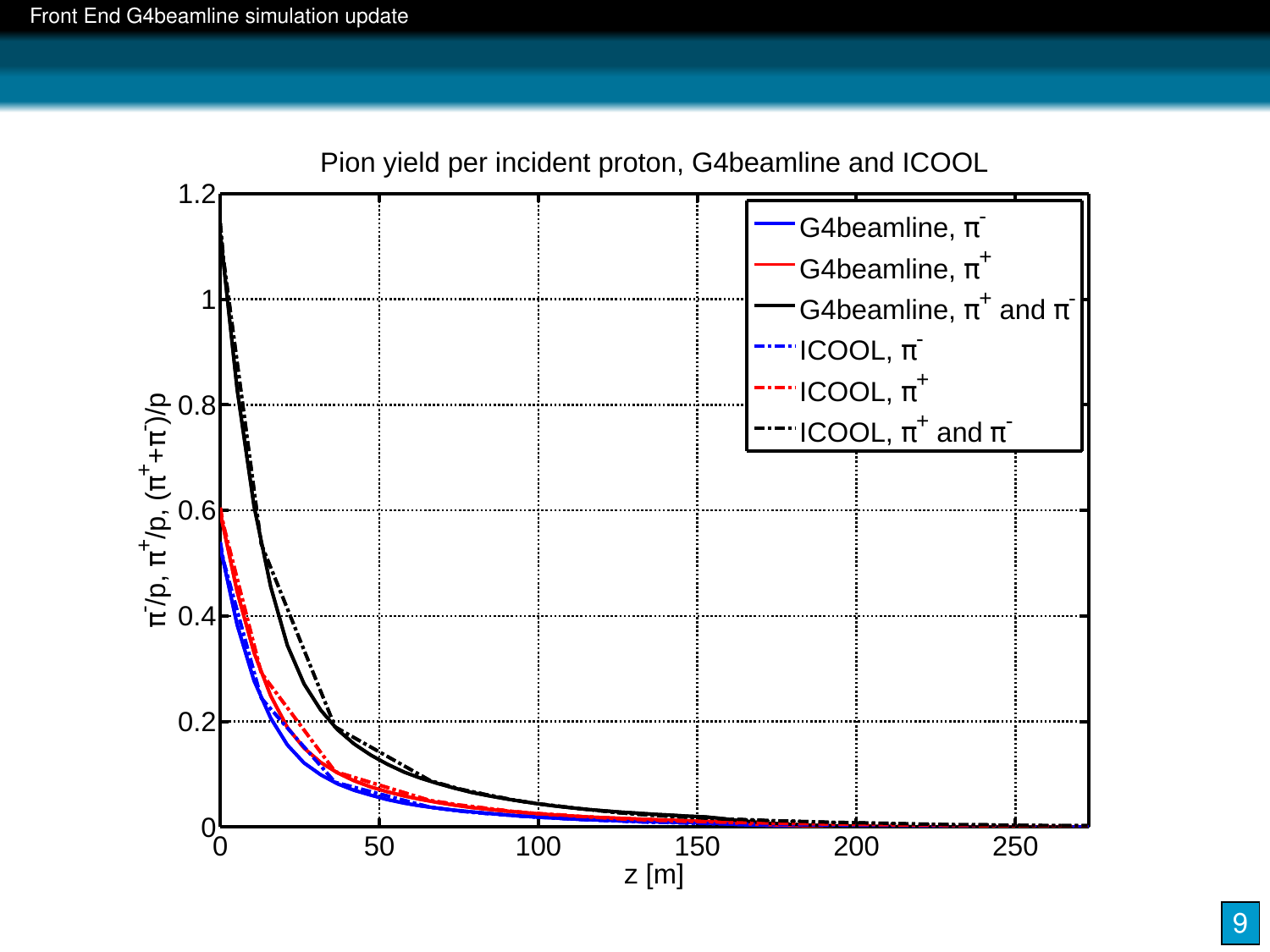Pion yield per incident proton, G4beamline and ICOOL

| Legend |
| --- |
| G4beamline, $\pi^-$ |
| G4beamline, $\pi^+$ |
| G4beamline, $\pi^+$ and $\pi^-$ |
| ICOOL, $\pi^-$ |
| ICOOL, $\pi^+$ |
| ICOOL, $\pi^+$ and $\pi^-$ |

y-axis: $\pi^-/p$, $\pi^+/p$, $(\pi^++\pi^-)/p$

x-axis: z [m]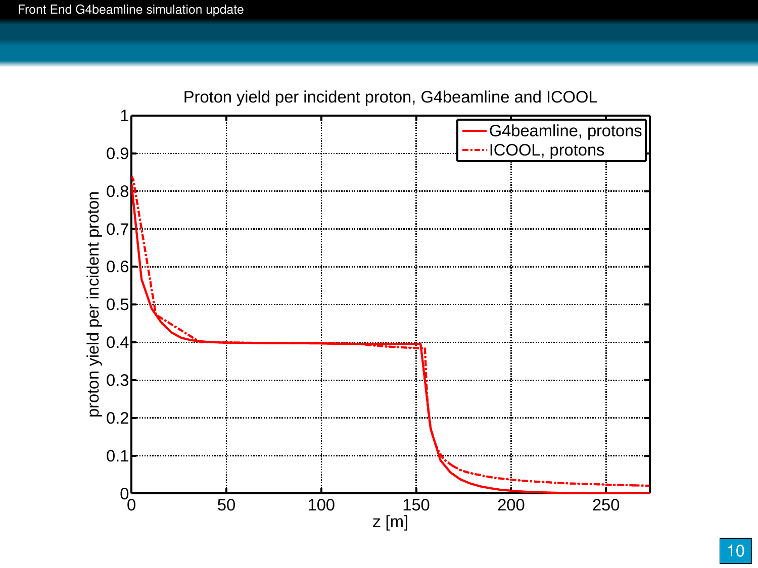Proton yield per incident proton, G4beamline and ICOOL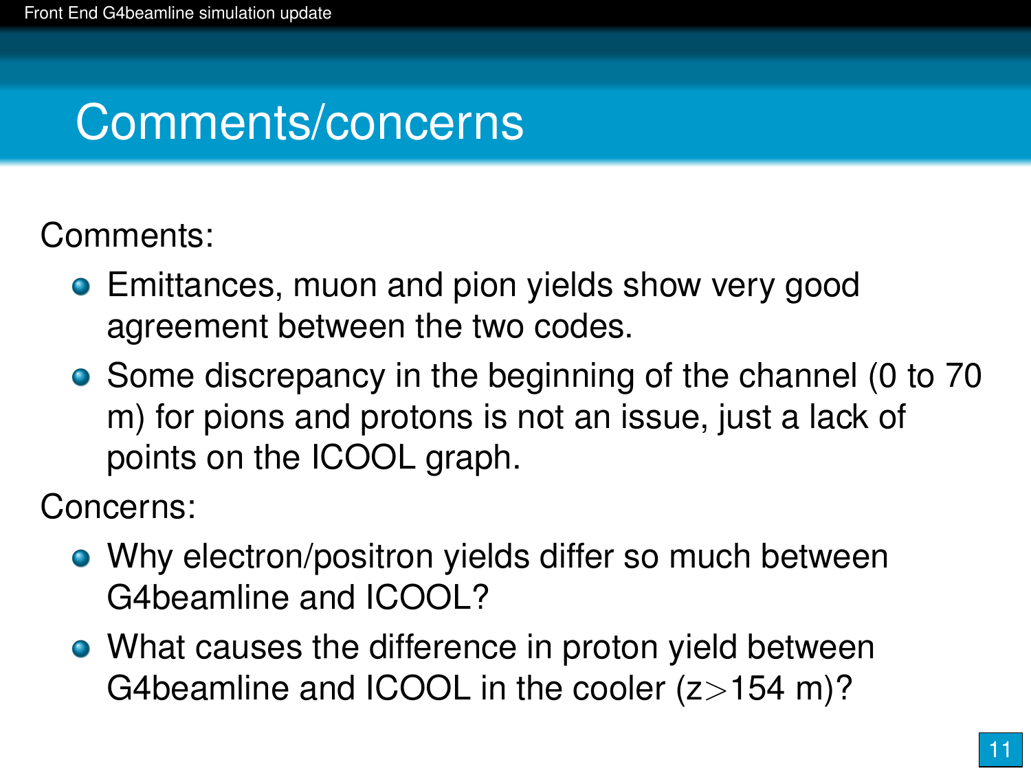# Comments/concerns

Comments:

- Emittances, muon and pion yields show very good agreement between the two codes.
- Some discrepancy in the beginning of the channel (0 to 70 m) for pions and protons is not an issue, just a lack of points on the ICOOL graph.

Concerns:

- Why electron/positron yields differ so much between G4beamline and ICOOL?
- What causes the difference in proton yield between G4beamline and ICOOL in the cooler ($z > 154$ m)?